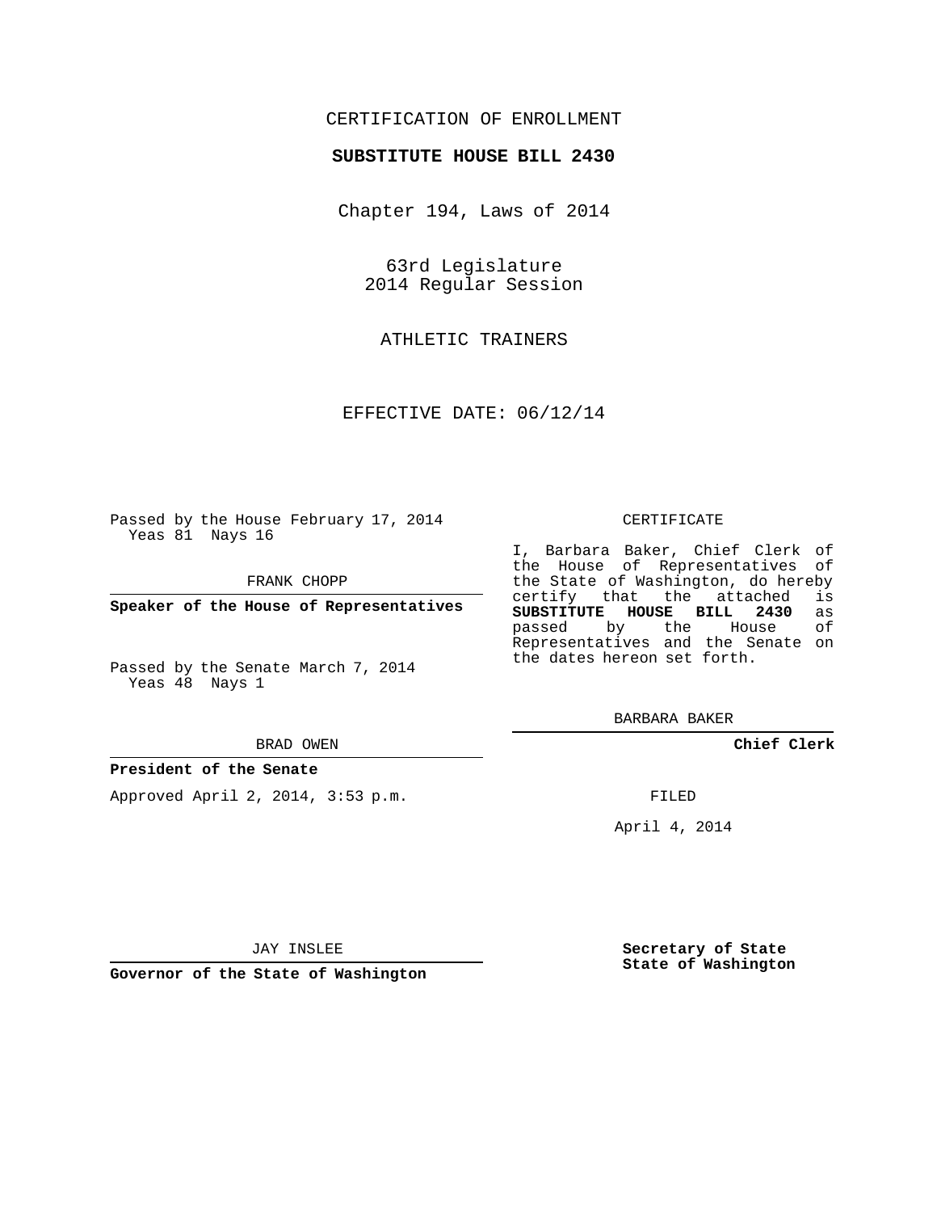CERTIFICATION OF ENROLLMENT

**SUBSTITUTE HOUSE BILL 2430**

Chapter 194, Laws of 2014

63rd Legislature
2014 Regular Session

ATHLETIC TRAINERS

EFFECTIVE DATE: 06/12/14

Passed by the House February 17, 2014
Yeas 81 Nays 16

FRANK CHOPP

**Speaker of the House of Representatives**

Passed by the Senate March 7, 2014
Yeas 48 Nays 1

BRAD OWEN

**President of the Senate**

Approved April 2, 2014, 3:53 p.m.

JAY INSLEE

**Governor of the State of Washington**

CERTIFICATE

I, Barbara Baker, Chief Clerk of the House of Representatives of the State of Washington, do hereby certify that the attached is **SUBSTITUTE HOUSE BILL 2430** as passed by the House of Representatives and the Senate on the dates hereon set forth.

BARBARA BAKER

**Chief Clerk**

FILED

April 4, 2014

**Secretary of State**
**State of Washington**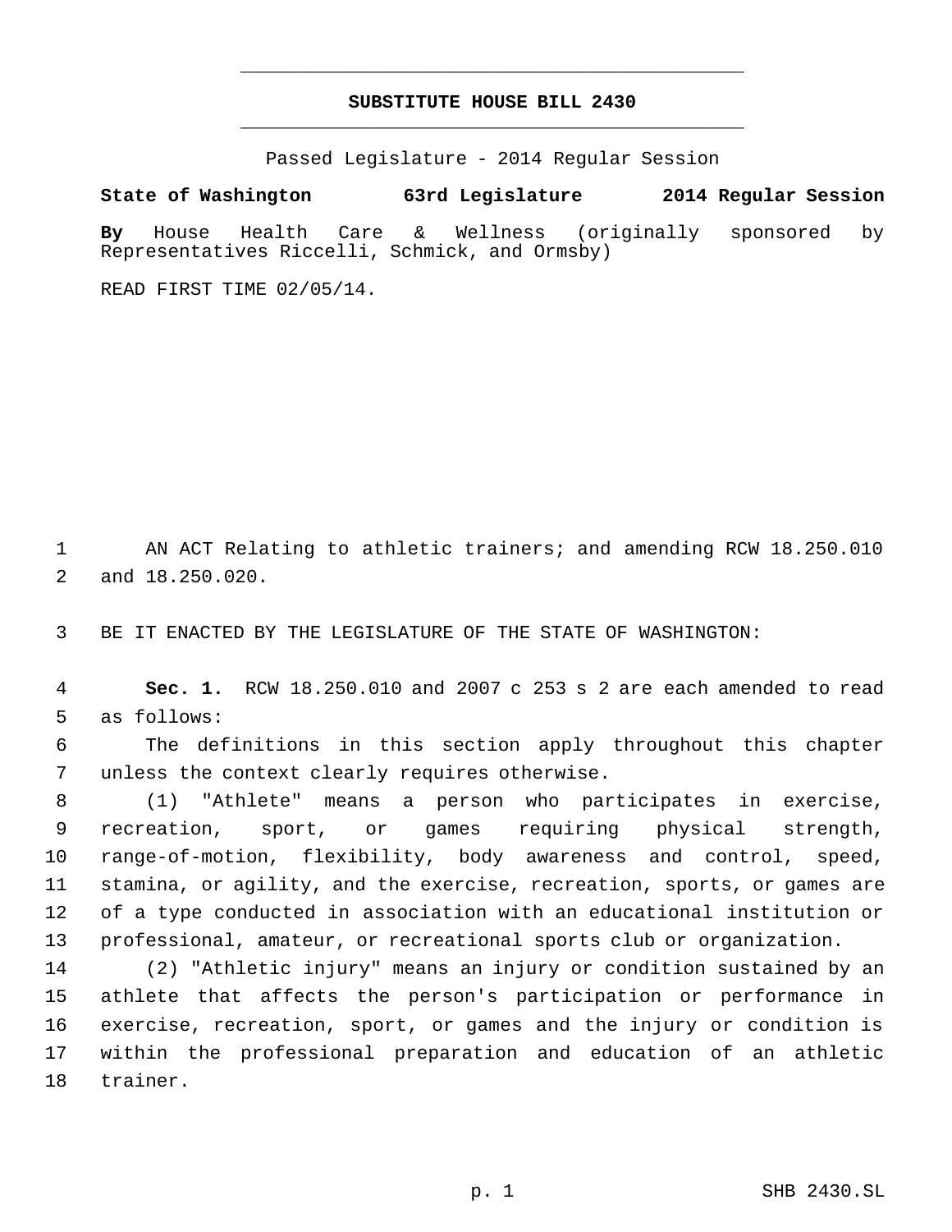# SUBSTITUTE HOUSE BILL 2430

Passed Legislature - 2014 Regular Session

**State of Washington 63rd Legislature 2014 Regular Session**

**By** House Health Care & Wellness (originally sponsored by Representatives Riccelli, Schmick, and Ormsby)

READ FIRST TIME 02/05/14.

AN ACT Relating to athletic trainers; and amending RCW 18.250.010 and 18.250.020.

BE IT ENACTED BY THE LEGISLATURE OF THE STATE OF WASHINGTON:

**Sec. 1.** RCW 18.250.010 and 2007 c 253 s 2 are each amended to read as follows:

The definitions in this section apply throughout this chapter unless the context clearly requires otherwise.

(1) "Athlete" means a person who participates in exercise, recreation, sport, or games requiring physical strength, range-of-motion, flexibility, body awareness and control, speed, stamina, or agility, and the exercise, recreation, sports, or games are of a type conducted in association with an educational institution or professional, amateur, or recreational sports club or organization.

(2) "Athletic injury" means an injury or condition sustained by an athlete that affects the person's participation or performance in exercise, recreation, sport, or games and the injury or condition is within the professional preparation and education of an athletic trainer.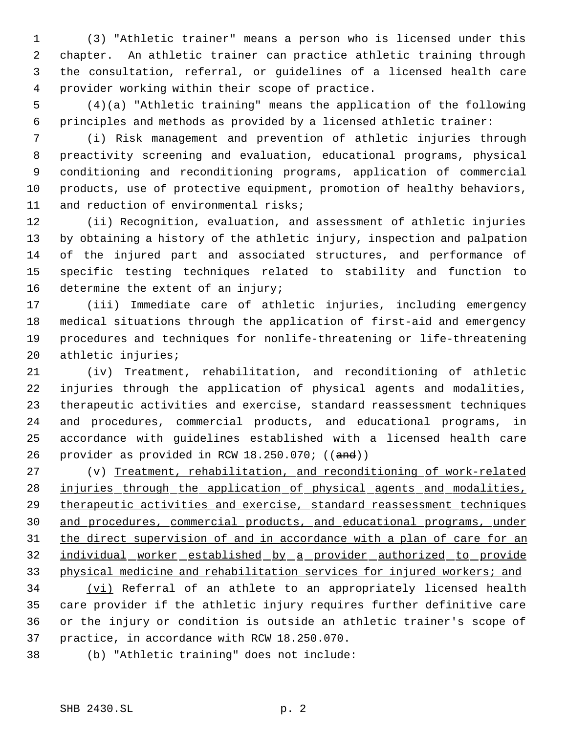(3) "Athletic trainer" means a person who is licensed under this chapter. An athletic trainer can practice athletic training through the consultation, referral, or guidelines of a licensed health care provider working within their scope of practice.

(4)(a) "Athletic training" means the application of the following principles and methods as provided by a licensed athletic trainer:

(i) Risk management and prevention of athletic injuries through preactivity screening and evaluation, educational programs, physical conditioning and reconditioning programs, application of commercial products, use of protective equipment, promotion of healthy behaviors, and reduction of environmental risks;

(ii) Recognition, evaluation, and assessment of athletic injuries by obtaining a history of the athletic injury, inspection and palpation of the injured part and associated structures, and performance of specific testing techniques related to stability and function to determine the extent of an injury;

(iii) Immediate care of athletic injuries, including emergency medical situations through the application of first-aid and emergency procedures and techniques for nonlife-threatening or life-threatening athletic injuries;

(iv) Treatment, rehabilitation, and reconditioning of athletic injuries through the application of physical agents and modalities, therapeutic activities and exercise, standard reassessment techniques and procedures, commercial products, and educational programs, in accordance with guidelines established with a licensed health care provider as provided in RCW 18.250.070; ((~~and~~))

(v) <u>Treatment, rehabilitation, and reconditioning of work-related injuries through the application of physical agents and modalities, therapeutic activities and exercise, standard reassessment techniques and procedures, commercial products, and educational programs, under the direct supervision of and in accordance with a plan of care for an individual worker established by a provider authorized to provide physical medicine and rehabilitation services for injured workers; and</u>

<u>(vi)</u> Referral of an athlete to an appropriately licensed health care provider if the athletic injury requires further definitive care or the injury or condition is outside an athletic trainer's scope of practice, in accordance with RCW 18.250.070.

(b) "Athletic training" does not include: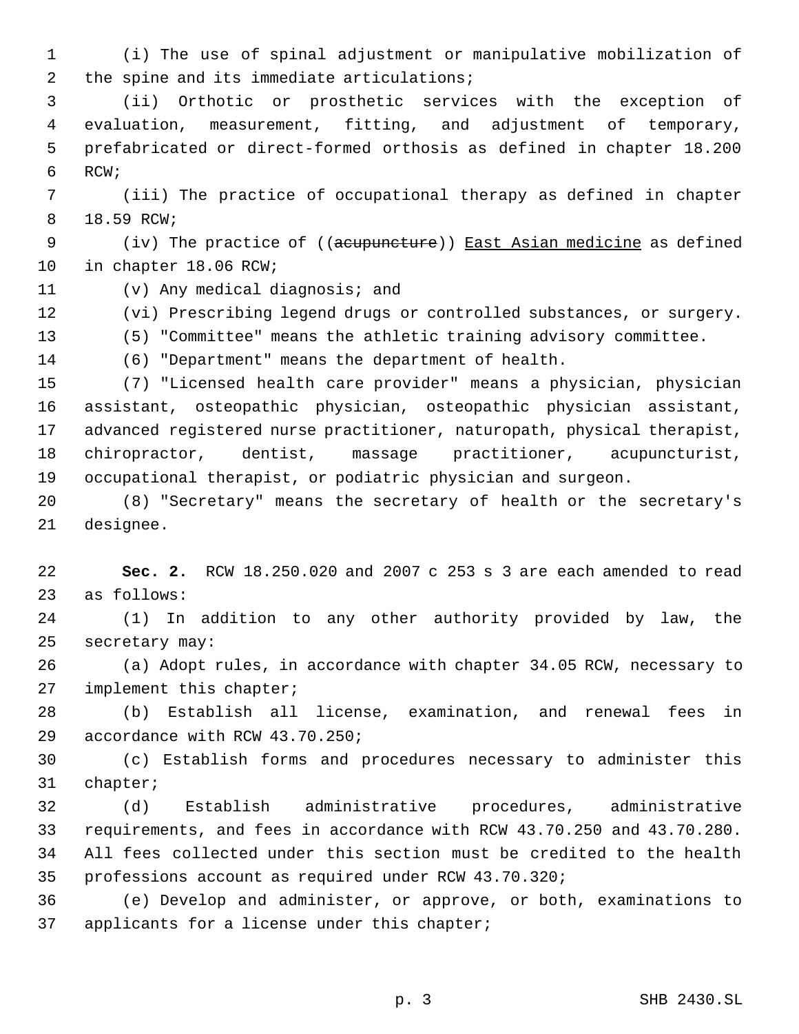(i) The use of spinal adjustment or manipulative mobilization of the spine and its immediate articulations;

(ii) Orthotic or prosthetic services with the exception of evaluation, measurement, fitting, and adjustment of temporary, prefabricated or direct-formed orthosis as defined in chapter 18.200 RCW;

(iii) The practice of occupational therapy as defined in chapter 18.59 RCW;

(iv) The practice of ((~~acupuncture~~)) <u>East Asian medicine</u> as defined in chapter 18.06 RCW;

(v) Any medical diagnosis; and

(vi) Prescribing legend drugs or controlled substances, or surgery.

(5) "Committee" means the athletic training advisory committee.

(6) "Department" means the department of health.

(7) "Licensed health care provider" means a physician, physician assistant, osteopathic physician, osteopathic physician assistant, advanced registered nurse practitioner, naturopath, physical therapist, chiropractor, dentist, massage practitioner, acupuncturist, occupational therapist, or podiatric physician and surgeon.

(8) "Secretary" means the secretary of health or the secretary's designee.

**Sec. 2.** RCW 18.250.020 and 2007 c 253 s 3 are each amended to read as follows:

(1) In addition to any other authority provided by law, the secretary may:

(a) Adopt rules, in accordance with chapter 34.05 RCW, necessary to implement this chapter;

(b) Establish all license, examination, and renewal fees in accordance with RCW 43.70.250;

(c) Establish forms and procedures necessary to administer this chapter;

(d) Establish administrative procedures, administrative requirements, and fees in accordance with RCW 43.70.250 and 43.70.280. All fees collected under this section must be credited to the health professions account as required under RCW 43.70.320;

(e) Develop and administer, or approve, or both, examinations to applicants for a license under this chapter;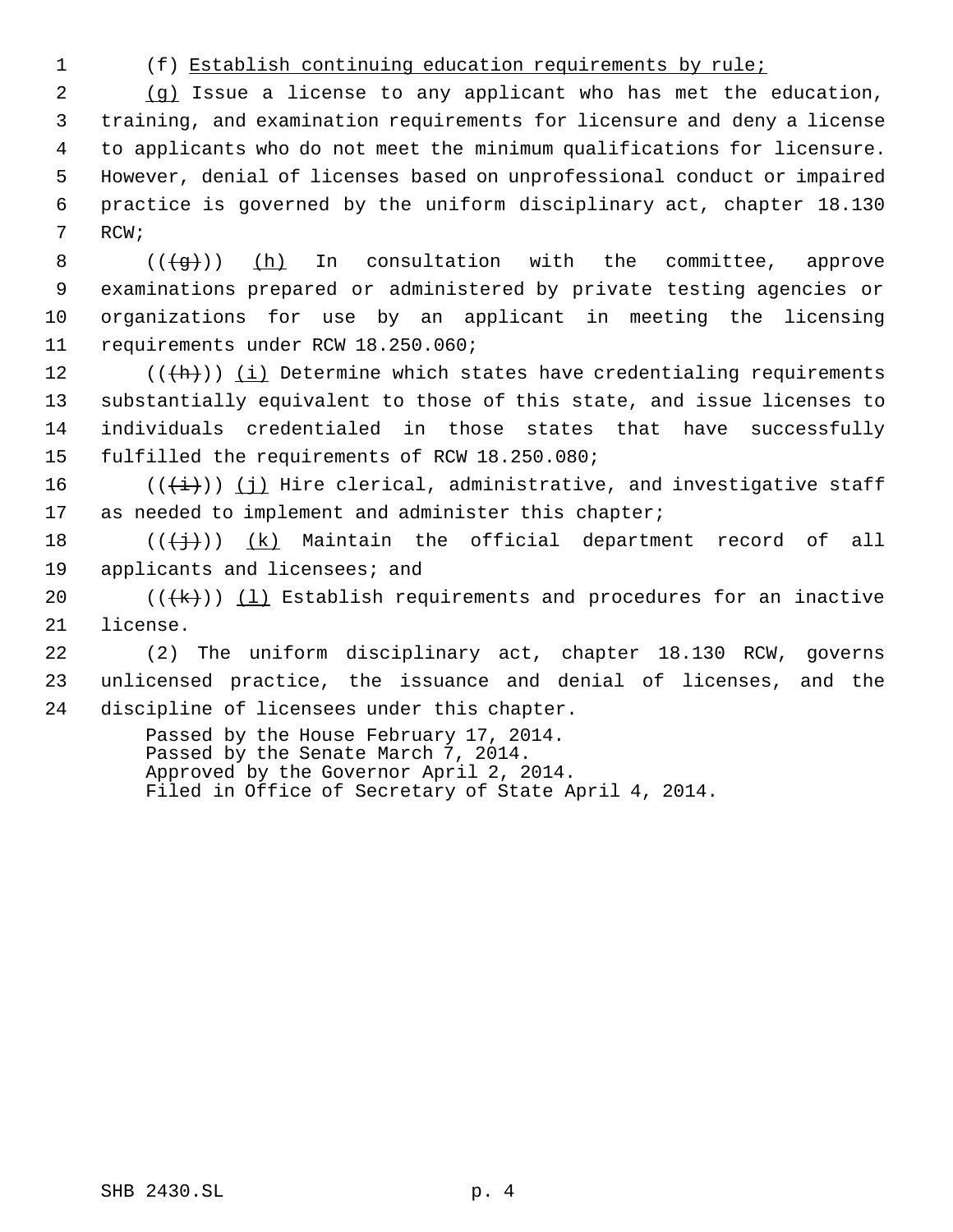(f) Establish continuing education requirements by rule;

(g) Issue a license to any applicant who has met the education, training, and examination requirements for licensure and deny a license to applicants who do not meet the minimum qualifications for licensure. However, denial of licenses based on unprofessional conduct or impaired practice is governed by the uniform disciplinary act, chapter 18.130 RCW;

(((g))) (h) In consultation with the committee, approve examinations prepared or administered by private testing agencies or organizations for use by an applicant in meeting the licensing requirements under RCW 18.250.060;

(((h))) (i) Determine which states have credentialing requirements substantially equivalent to those of this state, and issue licenses to individuals credentialed in those states that have successfully fulfilled the requirements of RCW 18.250.080;

(((i))) (j) Hire clerical, administrative, and investigative staff as needed to implement and administer this chapter;

(((j))) (k) Maintain the official department record of all applicants and licensees; and

(((k))) (l) Establish requirements and procedures for an inactive license.

(2) The uniform disciplinary act, chapter 18.130 RCW, governs unlicensed practice, the issuance and denial of licenses, and the discipline of licensees under this chapter.

Passed by the House February 17, 2014.
Passed by the Senate March 7, 2014.
Approved by the Governor April 2, 2014.
Filed in Office of Secretary of State April 4, 2014.